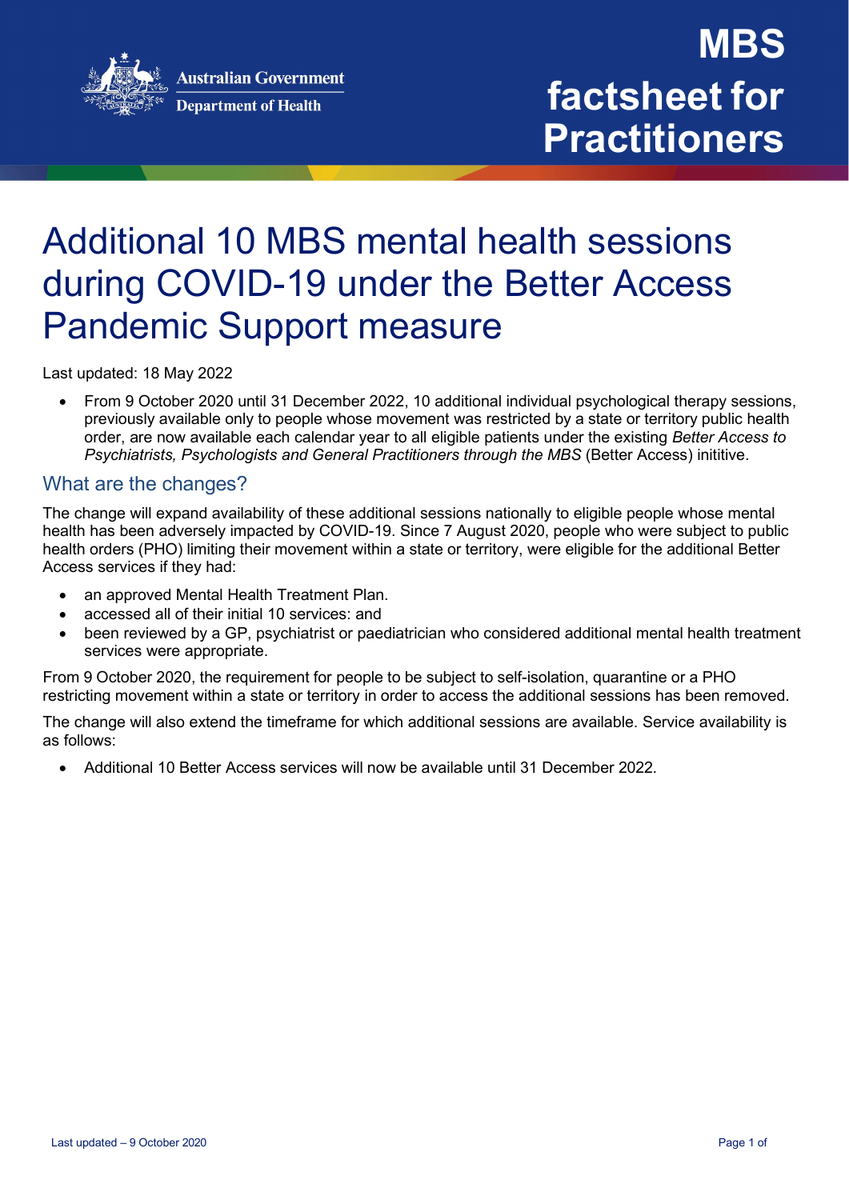Australian Government
Department of Health

# MBS factsheet for Practitioners

# Additional 10 MBS mental health sessions during COVID-19 under the Better Access Pandemic Support measure

Last updated: 18 May 2022

- From 9 October 2020 until 31 December 2022, 10 additional individual psychological therapy sessions, previously available only to people whose movement was restricted by a state or territory public health order, are now available each calendar year to all eligible patients under the existing *Better Access to Psychiatrists, Psychologists and General Practitioners through the MBS* (Better Access) inititive.

## What are the changes?

The change will expand availability of these additional sessions nationally to eligible people whose mental health has been adversely impacted by COVID-19. Since 7 August 2020, people who were subject to public health orders (PHO) limiting their movement within a state or territory, were eligible for the additional Better Access services if they had:

- an approved Mental Health Treatment Plan.
- accessed all of their initial 10 services: and
- been reviewed by a GP, psychiatrist or paediatrician who considered additional mental health treatment services were appropriate.

From 9 October 2020, the requirement for people to be subject to self-isolation, quarantine or a PHO restricting movement within a state or territory in order to access the additional sessions has been removed.

The change will also extend the timeframe for which additional sessions are available. Service availability is as follows:

- Additional 10 Better Access services will now be available until 31 December 2022.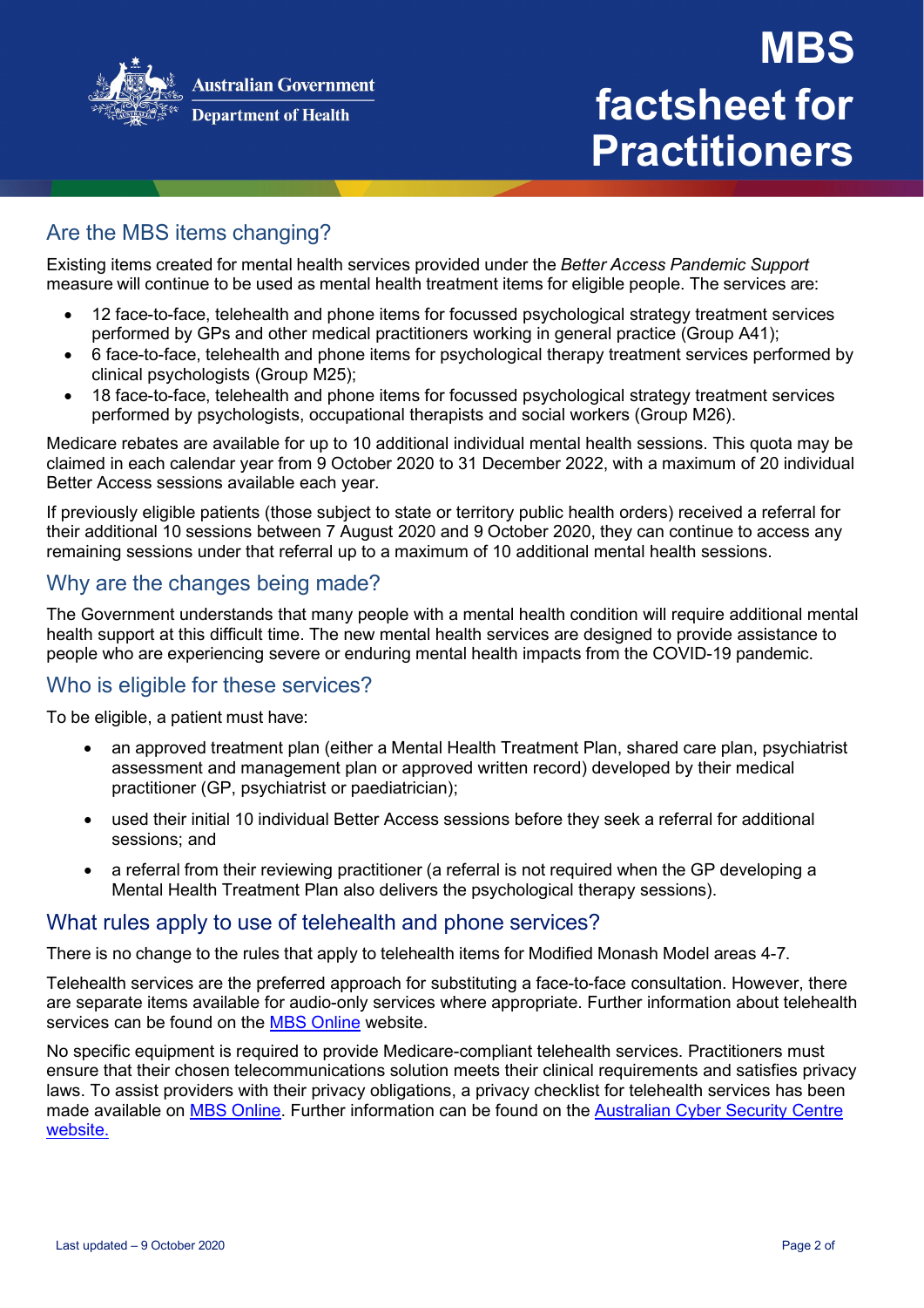## Are the MBS items changing?

Existing items created for mental health services provided under the *Better Access Pandemic Support* measure will continue to be used as mental health treatment items for eligible people. The services are:

- 12 face-to-face, telehealth and phone items for focussed psychological strategy treatment services performed by GPs and other medical practitioners working in general practice (Group A41);
- 6 face-to-face, telehealth and phone items for psychological therapy treatment services performed by clinical psychologists (Group M25);
- 18 face-to-face, telehealth and phone items for focussed psychological strategy treatment services performed by psychologists, occupational therapists and social workers (Group M26).

Medicare rebates are available for up to 10 additional individual mental health sessions. This quota may be claimed in each calendar year from 9 October 2020 to 31 December 2022, with a maximum of 20 individual Better Access sessions available each year.

If previously eligible patients (those subject to state or territory public health orders) received a referral for their additional 10 sessions between 7 August 2020 and 9 October 2020, they can continue to access any remaining sessions under that referral up to a maximum of 10 additional mental health sessions.

## Why are the changes being made?

The Government understands that many people with a mental health condition will require additional mental health support at this difficult time. The new mental health services are designed to provide assistance to people who are experiencing severe or enduring mental health impacts from the COVID-19 pandemic.

## Who is eligible for these services?

To be eligible, a patient must have:

- an approved treatment plan (either a Mental Health Treatment Plan, shared care plan, psychiatrist assessment and management plan or approved written record) developed by their medical practitioner (GP, psychiatrist or paediatrician);
- used their initial 10 individual Better Access sessions before they seek a referral for additional sessions; and
- a referral from their reviewing practitioner (a referral is not required when the GP developing a Mental Health Treatment Plan also delivers the psychological therapy sessions).

## What rules apply to use of telehealth and phone services?

There is no change to the rules that apply to telehealth items for Modified Monash Model areas 4-7.

Telehealth services are the preferred approach for substituting a face-to-face consultation. However, there are separate items available for audio-only services where appropriate. Further information about telehealth services can be found on the [MBS Online](#) website.

No specific equipment is required to provide Medicare-compliant telehealth services. Practitioners must ensure that their chosen telecommunications solution meets their clinical requirements and satisfies privacy laws. To assist providers with their privacy obligations, a privacy checklist for telehealth services has been made available on [MBS Online](#). Further information can be found on the [Australian Cyber Security Centre website.](#)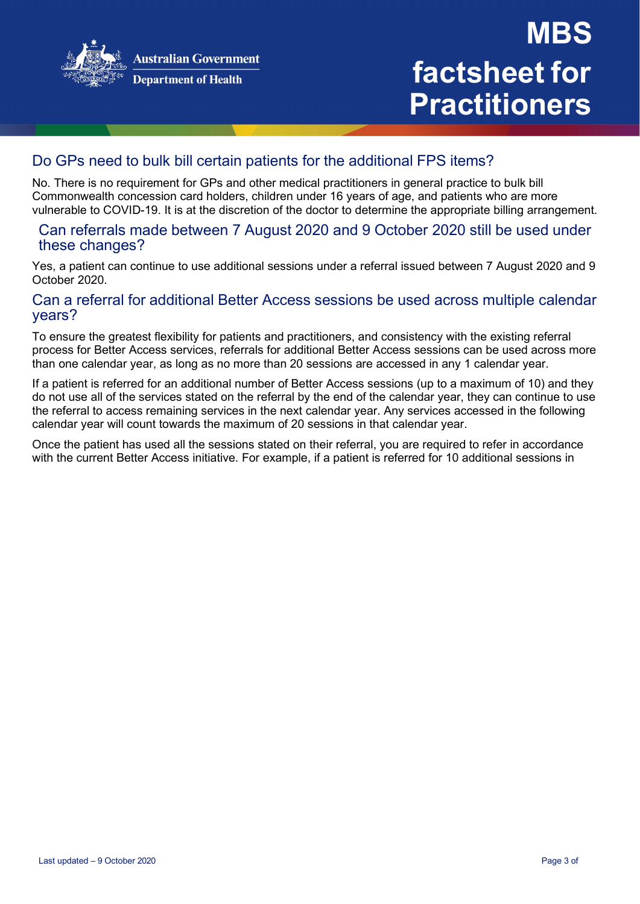## Do GPs need to bulk bill certain patients for the additional FPS items?

No. There is no requirement for GPs and other medical practitioners in general practice to bulk bill Commonwealth concession card holders, children under 16 years of age, and patients who are more vulnerable to COVID-19. It is at the discretion of the doctor to determine the appropriate billing arrangement.

## Can referrals made between 7 August 2020 and 9 October 2020 still be used under these changes?

Yes, a patient can continue to use additional sessions under a referral issued between 7 August 2020 and 9 October 2020.

## Can a referral for additional Better Access sessions be used across multiple calendar years?

To ensure the greatest flexibility for patients and practitioners, and consistency with the existing referral process for Better Access services, referrals for additional Better Access sessions can be used across more than one calendar year, as long as no more than 20 sessions are accessed in any 1 calendar year.

If a patient is referred for an additional number of Better Access sessions (up to a maximum of 10) and they do not use all of the services stated on the referral by the end of the calendar year, they can continue to use the referral to access remaining services in the next calendar year. Any services accessed in the following calendar year will count towards the maximum of 20 sessions in that calendar year.

Once the patient has used all the sessions stated on their referral, you are required to refer in accordance with the current Better Access initiative. For example, if a patient is referred for 10 additional sessions in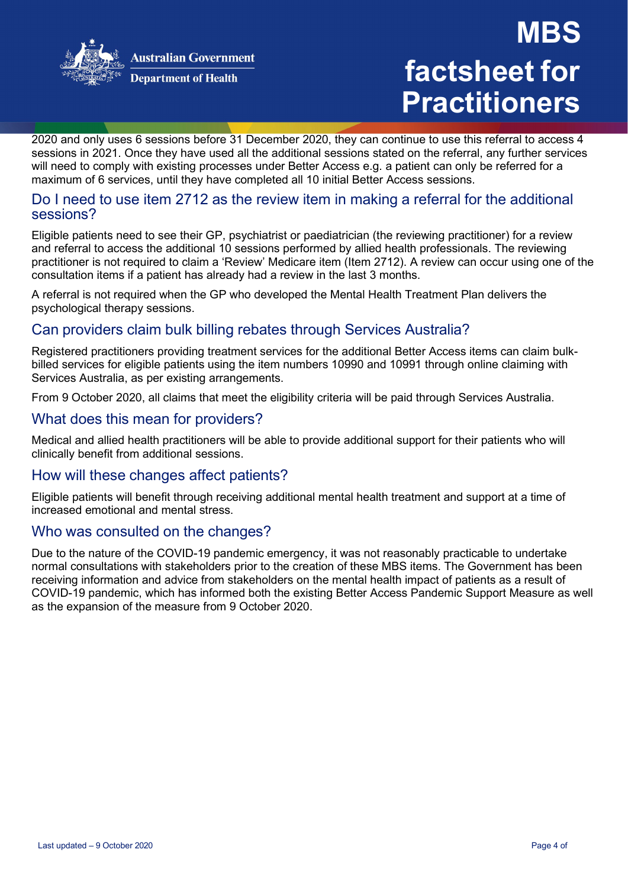2020 and only uses 6 sessions before 31 December 2020, they can continue to use this referral to access 4 sessions in 2021. Once they have used all the additional sessions stated on the referral, any further services will need to comply with existing processes under Better Access e.g. a patient can only be referred for a maximum of 6 services, until they have completed all 10 initial Better Access sessions.

## Do I need to use item 2712 as the review item in making a referral for the additional sessions?

Eligible patients need to see their GP, psychiatrist or paediatrician (the reviewing practitioner) for a review and referral to access the additional 10 sessions performed by allied health professionals. The reviewing practitioner is not required to claim a 'Review' Medicare item (Item 2712). A review can occur using one of the consultation items if a patient has already had a review in the last 3 months.

A referral is not required when the GP who developed the Mental Health Treatment Plan delivers the psychological therapy sessions.

## Can providers claim bulk billing rebates through Services Australia?

Registered practitioners providing treatment services for the additional Better Access items can claim bulk-billed services for eligible patients using the item numbers 10990 and 10991 through online claiming with Services Australia, as per existing arrangements.

From 9 October 2020, all claims that meet the eligibility criteria will be paid through Services Australia.

## What does this mean for providers?

Medical and allied health practitioners will be able to provide additional support for their patients who will clinically benefit from additional sessions.

## How will these changes affect patients?

Eligible patients will benefit through receiving additional mental health treatment and support at a time of increased emotional and mental stress.

## Who was consulted on the changes?

Due to the nature of the COVID-19 pandemic emergency, it was not reasonably practicable to undertake normal consultations with stakeholders prior to the creation of these MBS items. The Government has been receiving information and advice from stakeholders on the mental health impact of patients as a result of COVID-19 pandemic, which has informed both the existing Better Access Pandemic Support Measure as well as the expansion of the measure from 9 October 2020.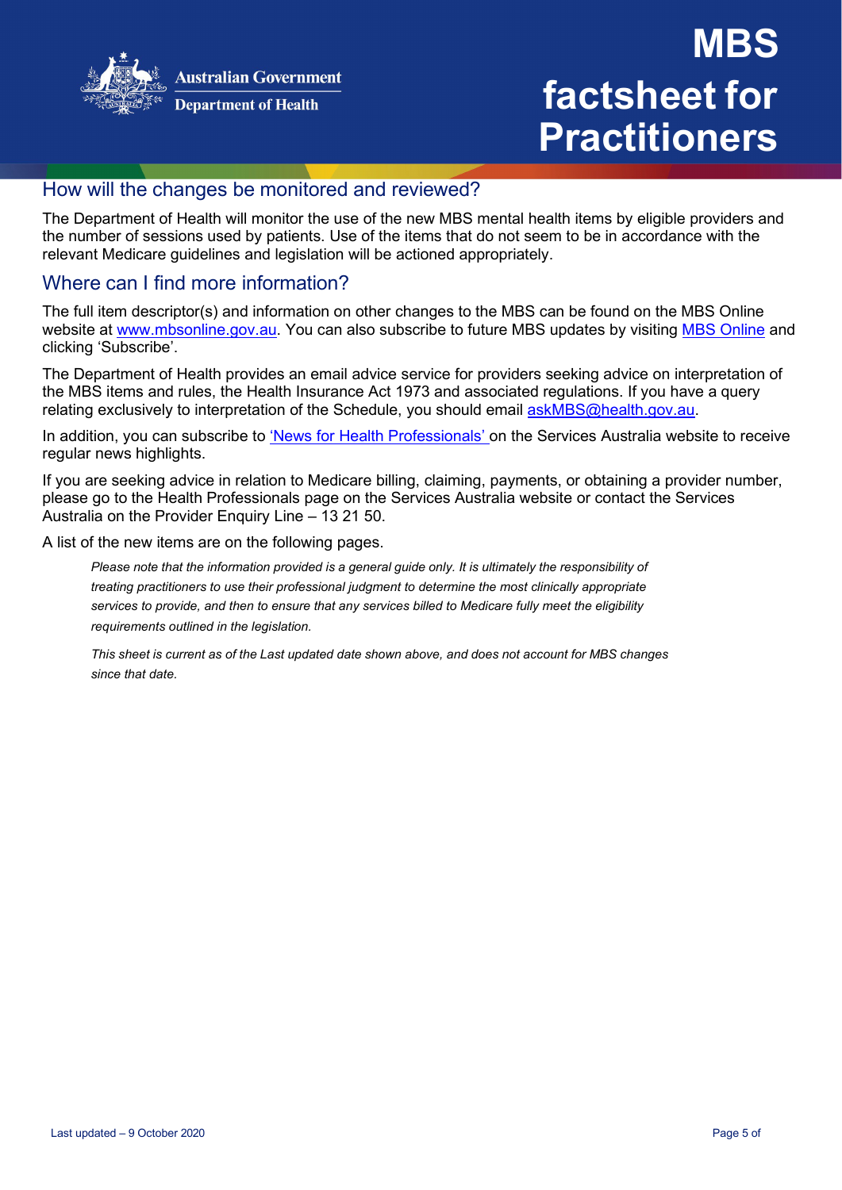## How will the changes be monitored and reviewed?

The Department of Health will monitor the use of the new MBS mental health items by eligible providers and the number of sessions used by patients. Use of the items that do not seem to be in accordance with the relevant Medicare guidelines and legislation will be actioned appropriately.

## Where can I find more information?

The full item descriptor(s) and information on other changes to the MBS can be found on the MBS Online website at [www.mbsonline.gov.au](www.mbsonline.gov.au). You can also subscribe to future MBS updates by visiting [MBS Online]() and clicking 'Subscribe'.

The Department of Health provides an email advice service for providers seeking advice on interpretation of the MBS items and rules, the Health Insurance Act 1973 and associated regulations. If you have a query relating exclusively to interpretation of the Schedule, you should email [askMBS@health.gov.au](mailto:askMBS@health.gov.au).

In addition, you can subscribe to ['News for Health Professionals' ]() on the Services Australia website to receive regular news highlights.

If you are seeking advice in relation to Medicare billing, claiming, payments, or obtaining a provider number, please go to the Health Professionals page on the Services Australia website or contact the Services Australia on the Provider Enquiry Line – 13 21 50.

A list of the new items are on the following pages.

*Please note that the information provided is a general guide only. It is ultimately the responsibility of treating practitioners to use their professional judgment to determine the most clinically appropriate services to provide, and then to ensure that any services billed to Medicare fully meet the eligibility requirements outlined in the legislation.*

*This sheet is current as of the Last updated date shown above, and does not account for MBS changes since that date.*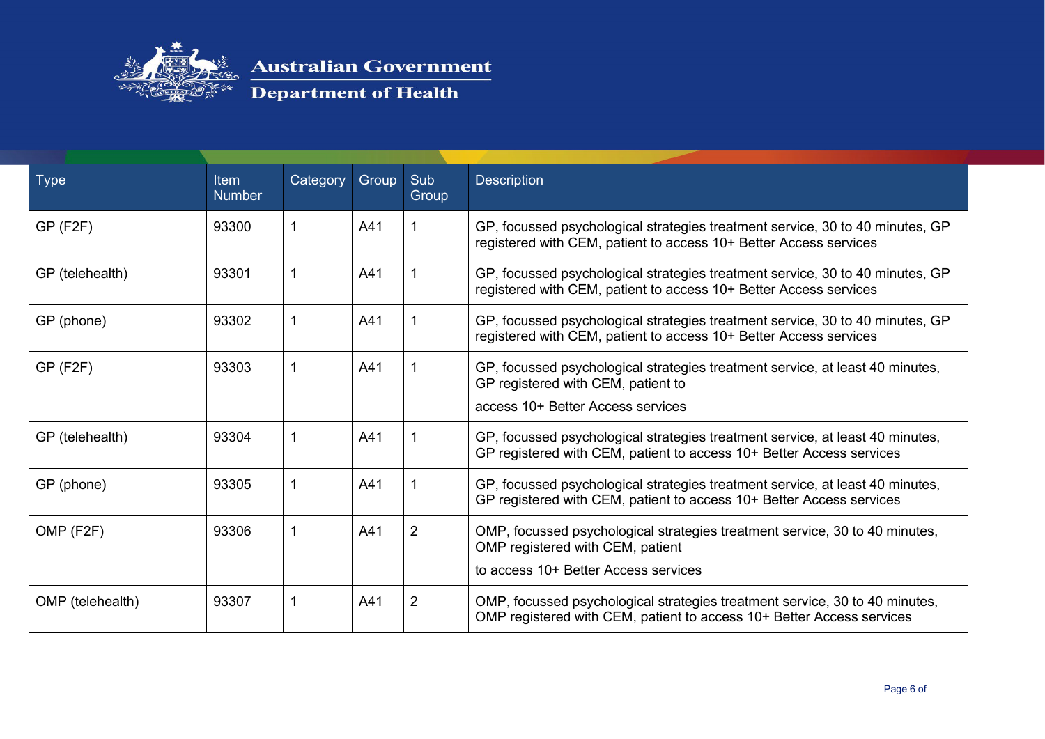| Type | Item Number | Category | Group | Sub Group | Description |
|---|---|---|---|---|---|
| GP (F2F) | 93300 | 1 | A41 | 1 | GP, focussed psychological strategies treatment service, 30 to 40 minutes, GP registered with CEM, patient to access 10+ Better Access services |
| GP (telehealth) | 93301 | 1 | A41 | 1 | GP, focussed psychological strategies treatment service, 30 to 40 minutes, GP registered with CEM, patient to access 10+ Better Access services |
| GP (phone) | 93302 | 1 | A41 | 1 | GP, focussed psychological strategies treatment service, 30 to 40 minutes, GP registered with CEM, patient to access 10+ Better Access services |
| GP (F2F) | 93303 | 1 | A41 | 1 | GP, focussed psychological strategies treatment service, at least 40 minutes, GP registered with CEM, patient to access 10+ Better Access services |
| GP (telehealth) | 93304 | 1 | A41 | 1 | GP, focussed psychological strategies treatment service, at least 40 minutes, GP registered with CEM, patient to access 10+ Better Access services |
| GP (phone) | 93305 | 1 | A41 | 1 | GP, focussed psychological strategies treatment service, at least 40 minutes, GP registered with CEM, patient to access 10+ Better Access services |
| OMP (F2F) | 93306 | 1 | A41 | 2 | OMP, focussed psychological strategies treatment service, 30 to 40 minutes, OMP registered with CEM, patient to access 10+ Better Access services |
| OMP (telehealth) | 93307 | 1 | A41 | 2 | OMP, focussed psychological strategies treatment service, 30 to 40 minutes, OMP registered with CEM, patient to access 10+ Better Access services |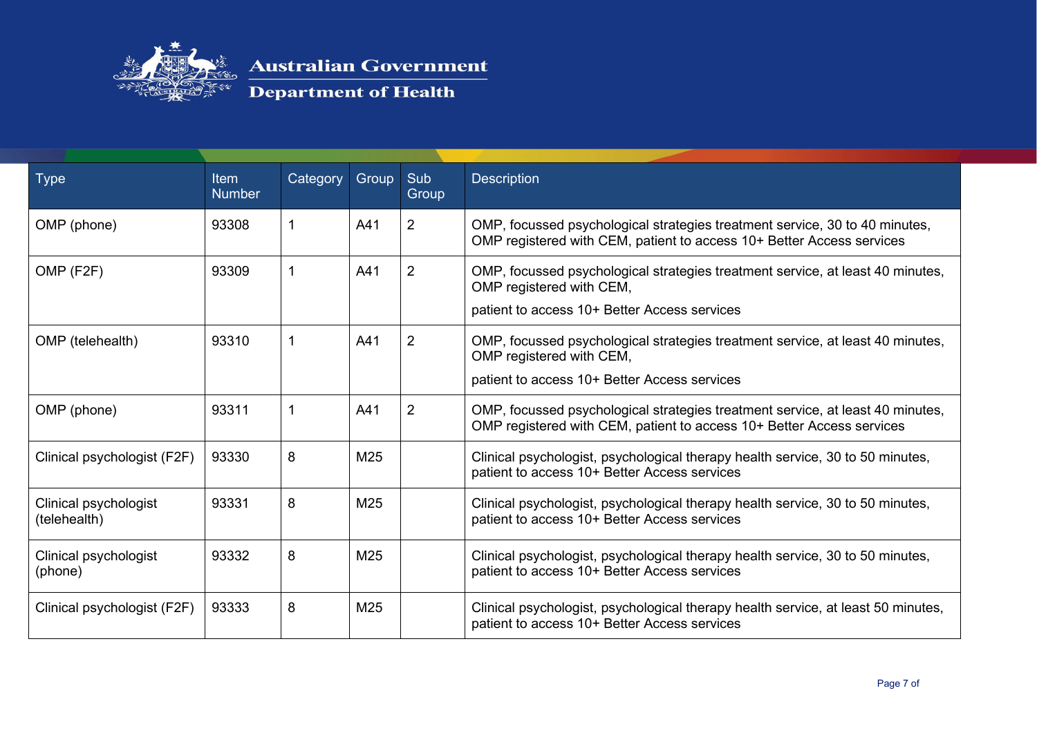| Type | Item Number | Category | Group | Sub Group | Description |
|---|---|---|---|---|---|
| OMP (phone) | 93308 | 1 | A41 | 2 | OMP, focussed psychological strategies treatment service, 30 to 40 minutes, OMP registered with CEM, patient to access 10+ Better Access services |
| OMP (F2F) | 93309 | 1 | A41 | 2 | OMP, focussed psychological strategies treatment service, at least 40 minutes, OMP registered with CEM, patient to access 10+ Better Access services |
| OMP (telehealth) | 93310 | 1 | A41 | 2 | OMP, focussed psychological strategies treatment service, at least 40 minutes, OMP registered with CEM, patient to access 10+ Better Access services |
| OMP (phone) | 93311 | 1 | A41 | 2 | OMP, focussed psychological strategies treatment service, at least 40 minutes, OMP registered with CEM, patient to access 10+ Better Access services |
| Clinical psychologist (F2F) | 93330 | 8 | M25 | | Clinical psychologist, psychological therapy health service, 30 to 50 minutes, patient to access 10+ Better Access services |
| Clinical psychologist (telehealth) | 93331 | 8 | M25 | | Clinical psychologist, psychological therapy health service, 30 to 50 minutes, patient to access 10+ Better Access services |
| Clinical psychologist (phone) | 93332 | 8 | M25 | | Clinical psychologist, psychological therapy health service, 30 to 50 minutes, patient to access 10+ Better Access services |
| Clinical psychologist (F2F) | 93333 | 8 | M25 | | Clinical psychologist, psychological therapy health service, at least 50 minutes, patient to access 10+ Better Access services |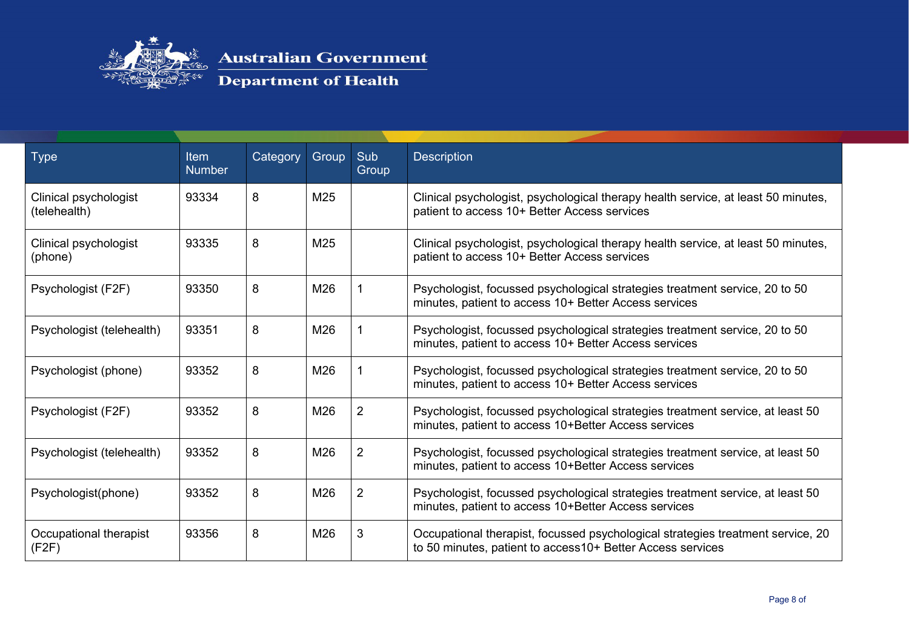| Type | Item Number | Category | Group | Sub Group | Description |
|---|---|---|---|---|---|
| Clinical psychologist (telehealth) | 93334 | 8 | M25 | | Clinical psychologist, psychological therapy health service, at least 50 minutes, patient to access 10+ Better Access services |
| Clinical psychologist (phone) | 93335 | 8 | M25 | | Clinical psychologist, psychological therapy health service, at least 50 minutes, patient to access 10+ Better Access services |
| Psychologist (F2F) | 93350 | 8 | M26 | 1 | Psychologist, focussed psychological strategies treatment service, 20 to 50 minutes, patient to access 10+ Better Access services |
| Psychologist (telehealth) | 93351 | 8 | M26 | 1 | Psychologist, focussed psychological strategies treatment service, 20 to 50 minutes, patient to access 10+ Better Access services |
| Psychologist (phone) | 93352 | 8 | M26 | 1 | Psychologist, focussed psychological strategies treatment service, 20 to 50 minutes, patient to access 10+ Better Access services |
| Psychologist (F2F) | 93352 | 8 | M26 | 2 | Psychologist, focussed psychological strategies treatment service, at least 50 minutes, patient to access 10+Better Access services |
| Psychologist (telehealth) | 93352 | 8 | M26 | 2 | Psychologist, focussed psychological strategies treatment service, at least 50 minutes, patient to access 10+Better Access services |
| Psychologist(phone) | 93352 | 8 | M26 | 2 | Psychologist, focussed psychological strategies treatment service, at least 50 minutes, patient to access 10+Better Access services |
| Occupational therapist (F2F) | 93356 | 8 | M26 | 3 | Occupational therapist, focussed psychological strategies treatment service, 20 to 50 minutes, patient to access10+ Better Access services |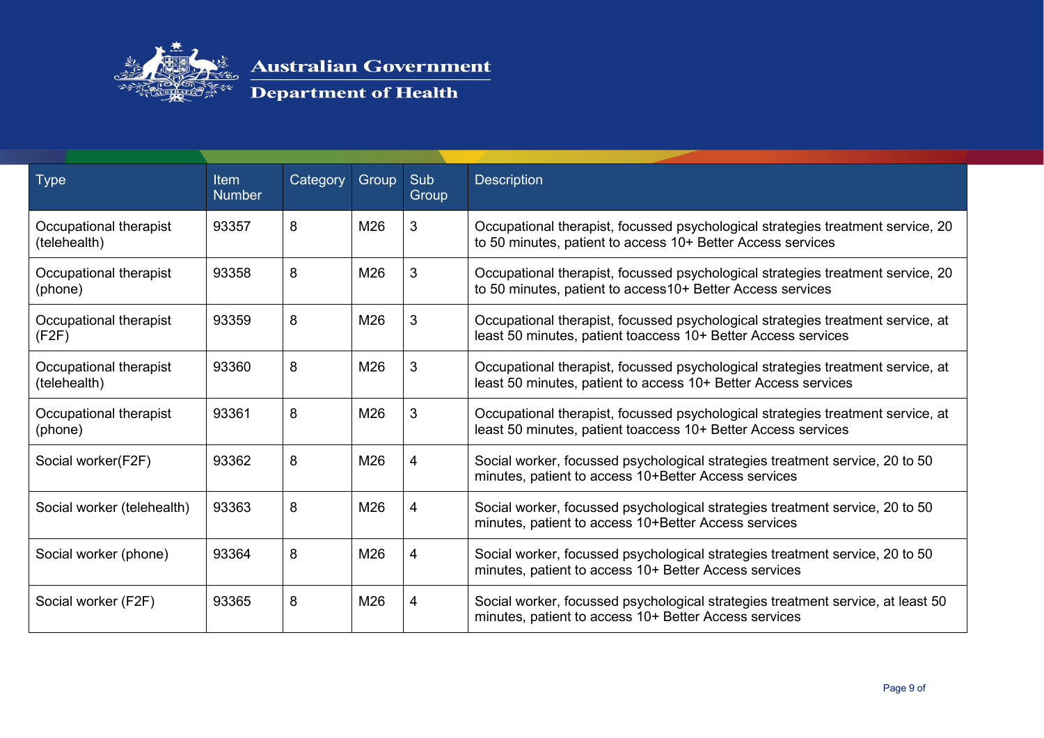Australian Government

Department of Health

| Type | Item Number | Category | Group | Sub Group | Description |
|---|---|---|---|---|---|
| Occupational therapist (telehealth) | 93357 | 8 | M26 | 3 | Occupational therapist, focussed psychological strategies treatment service, 20 to 50 minutes, patient to access 10+ Better Access services |
| Occupational therapist (phone) | 93358 | 8 | M26 | 3 | Occupational therapist, focussed psychological strategies treatment service, 20 to 50 minutes, patient to access10+ Better Access services |
| Occupational therapist (F2F) | 93359 | 8 | M26 | 3 | Occupational therapist, focussed psychological strategies treatment service, at least 50 minutes, patient toaccess 10+ Better Access services |
| Occupational therapist (telehealth) | 93360 | 8 | M26 | 3 | Occupational therapist, focussed psychological strategies treatment service, at least 50 minutes, patient to access 10+ Better Access services |
| Occupational therapist (phone) | 93361 | 8 | M26 | 3 | Occupational therapist, focussed psychological strategies treatment service, at least 50 minutes, patient toaccess 10+ Better Access services |
| Social worker(F2F) | 93362 | 8 | M26 | 4 | Social worker, focussed psychological strategies treatment service, 20 to 50 minutes, patient to access 10+Better Access services |
| Social worker (telehealth) | 93363 | 8 | M26 | 4 | Social worker, focussed psychological strategies treatment service, 20 to 50 minutes, patient to access 10+Better Access services |
| Social worker (phone) | 93364 | 8 | M26 | 4 | Social worker, focussed psychological strategies treatment service, 20 to 50 minutes, patient to access 10+ Better Access services |
| Social worker (F2F) | 93365 | 8 | M26 | 4 | Social worker, focussed psychological strategies treatment service, at least 50 minutes, patient to access 10+ Better Access services |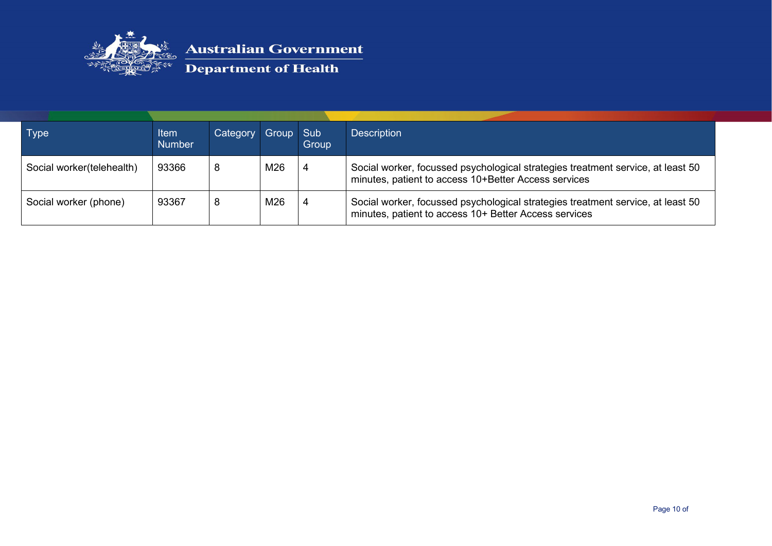| Type | Item Number | Category | Group | Sub Group | Description |
|---|---|---|---|---|---|
| Social worker(telehealth) | 93366 | 8 | M26 | 4 | Social worker, focussed psychological strategies treatment service, at least 50 minutes, patient to access 10+Better Access services |
| Social worker (phone) | 93367 | 8 | M26 | 4 | Social worker, focussed psychological strategies treatment service, at least 50 minutes, patient to access 10+ Better Access services |